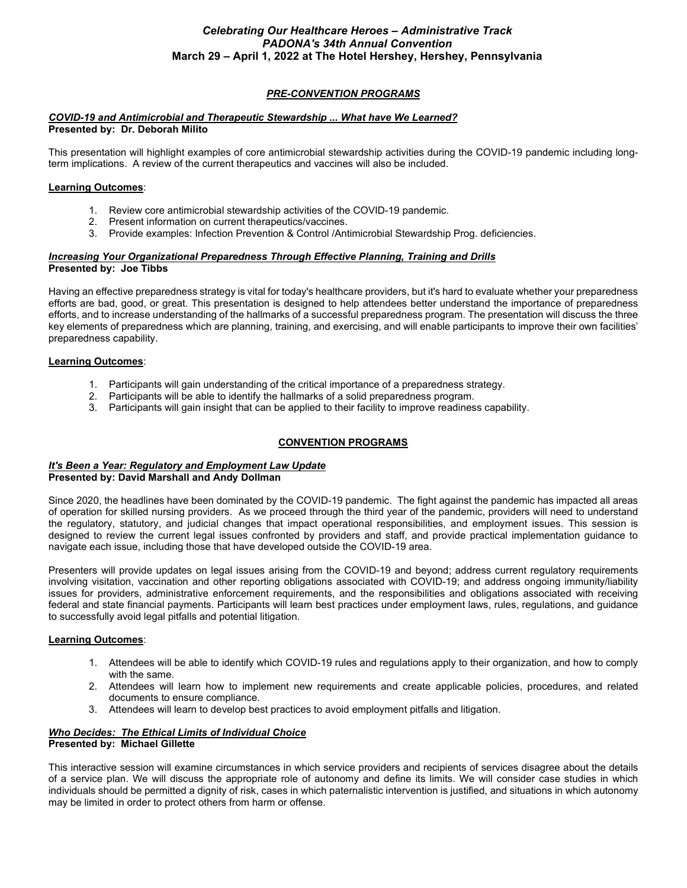# *Celebrating Our Healthcare Heroes – Administrative Track*
# *PADONA's 34th Annual Convention*
# March 29 – April 1, 2022 at The Hotel Hershey, Hershey, Pennsylvania

## *PRE-CONVENTION PROGRAMS*

### *COVID-19 and Antimicrobial and Therapeutic Stewardship ... What have We Learned?*
**Presented by: Dr. Deborah Milito**

This presentation will highlight examples of core antimicrobial stewardship activities during the COVID-19 pandemic including long-term implications. A review of the current therapeutics and vaccines will also be included.

**Learning Outcomes**:

1. Review core antimicrobial stewardship activities of the COVID-19 pandemic.
2. Present information on current therapeutics/vaccines.
3. Provide examples: Infection Prevention & Control /Antimicrobial Stewardship Prog. deficiencies.

### *Increasing Your Organizational Preparedness Through Effective Planning, Training and Drills*
**Presented by: Joe Tibbs**

Having an effective preparedness strategy is vital for today's healthcare providers, but it's hard to evaluate whether your preparedness efforts are bad, good, or great. This presentation is designed to help attendees better understand the importance of preparedness efforts, and to increase understanding of the hallmarks of a successful preparedness program. The presentation will discuss the three key elements of preparedness which are planning, training, and exercising, and will enable participants to improve their own facilities' preparedness capability.

**Learning Outcomes**:

1. Participants will gain understanding of the critical importance of a preparedness strategy.
2. Participants will be able to identify the hallmarks of a solid preparedness program.
3. Participants will gain insight that can be applied to their facility to improve readiness capability.

## CONVENTION PROGRAMS

### *It's Been a Year: Regulatory and Employment Law Update*
**Presented by: David Marshall and Andy Dollman**

Since 2020, the headlines have been dominated by the COVID-19 pandemic. The fight against the pandemic has impacted all areas of operation for skilled nursing providers. As we proceed through the third year of the pandemic, providers will need to understand the regulatory, statutory, and judicial changes that impact operational responsibilities, and employment issues. This session is designed to review the current legal issues confronted by providers and staff, and provide practical implementation guidance to navigate each issue, including those that have developed outside the COVID-19 area.

Presenters will provide updates on legal issues arising from the COVID-19 and beyond; address current regulatory requirements involving visitation, vaccination and other reporting obligations associated with COVID-19; and address ongoing immunity/liability issues for providers, administrative enforcement requirements, and the responsibilities and obligations associated with receiving federal and state financial payments. Participants will learn best practices under employment laws, rules, regulations, and guidance to successfully avoid legal pitfalls and potential litigation.

**Learning Outcomes**:

1. Attendees will be able to identify which COVID-19 rules and regulations apply to their organization, and how to comply with the same.
2. Attendees will learn how to implement new requirements and create applicable policies, procedures, and related documents to ensure compliance.
3. Attendees will learn to develop best practices to avoid employment pitfalls and litigation.

### *Who Decides: The Ethical Limits of Individual Choice*
**Presented by: Michael Gillette**

This interactive session will examine circumstances in which service providers and recipients of services disagree about the details of a service plan. We will discuss the appropriate role of autonomy and define its limits. We will consider case studies in which individuals should be permitted a dignity of risk, cases in which paternalistic intervention is justified, and situations in which autonomy may be limited in order to protect others from harm or offense.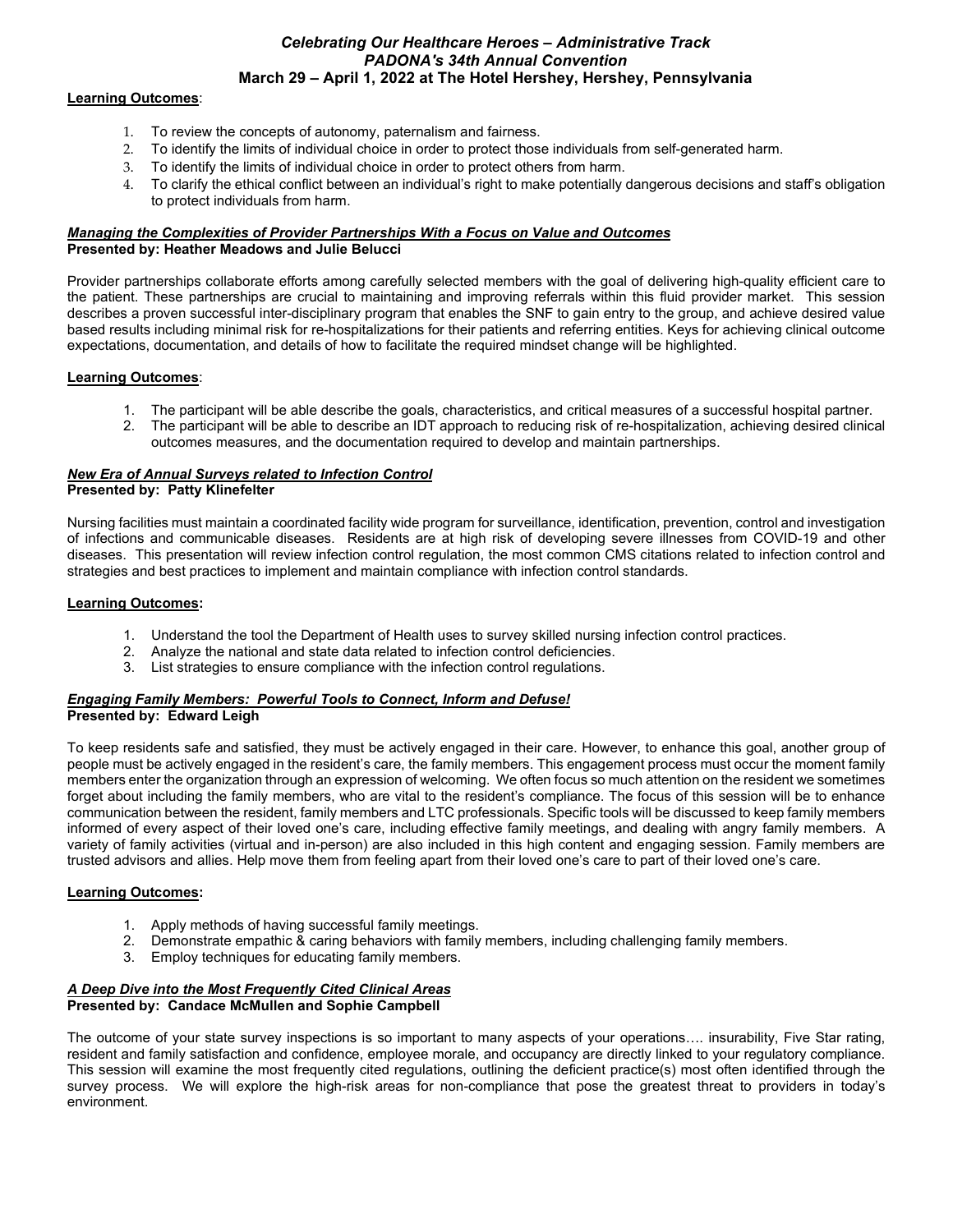**Learning Outcomes**:

1. To review the concepts of autonomy, paternalism and fairness.
2. To identify the limits of individual choice in order to protect those individuals from self-generated harm.
3. To identify the limits of individual choice in order to protect others from harm.
4. To clarify the ethical conflict between an individual's right to make potentially dangerous decisions and staff's obligation to protect individuals from harm.

### ***Managing the Complexities of Provider Partnerships With a Focus on Value and Outcomes***
**Presented by: Heather Meadows and Julie Belucci**

Provider partnerships collaborate efforts among carefully selected members with the goal of delivering high-quality efficient care to the patient. These partnerships are crucial to maintaining and improving referrals within this fluid provider market. This session describes a proven successful inter-disciplinary program that enables the SNF to gain entry to the group, and achieve desired value based results including minimal risk for re-hospitalizations for their patients and referring entities. Keys for achieving clinical outcome expectations, documentation, and details of how to facilitate the required mindset change will be highlighted.

**Learning Outcomes**:

1. The participant will be able describe the goals, characteristics, and critical measures of a successful hospital partner.
2. The participant will be able to describe an IDT approach to reducing risk of re-hospitalization, achieving desired clinical outcomes measures, and the documentation required to develop and maintain partnerships.

### ***New Era of Annual Surveys related to Infection Control***
**Presented by: Patty Klinefelter**

Nursing facilities must maintain a coordinated facility wide program for surveillance, identification, prevention, control and investigation of infections and communicable diseases. Residents are at high risk of developing severe illnesses from COVID-19 and other diseases. This presentation will review infection control regulation, the most common CMS citations related to infection control and strategies and best practices to implement and maintain compliance with infection control standards.

**Learning Outcomes:**

1. Understand the tool the Department of Health uses to survey skilled nursing infection control practices.
2. Analyze the national and state data related to infection control deficiencies.
3. List strategies to ensure compliance with the infection control regulations.

### ***Engaging Family Members: Powerful Tools to Connect, Inform and Defuse!***
**Presented by: Edward Leigh**

To keep residents safe and satisfied, they must be actively engaged in their care. However, to enhance this goal, another group of people must be actively engaged in the resident's care, the family members. This engagement process must occur the moment family members enter the organization through an expression of welcoming. We often focus so much attention on the resident we sometimes forget about including the family members, who are vital to the resident's compliance. The focus of this session will be to enhance communication between the resident, family members and LTC professionals. Specific tools will be discussed to keep family members informed of every aspect of their loved one's care, including effective family meetings, and dealing with angry family members. A variety of family activities (virtual and in-person) are also included in this high content and engaging session. Family members are trusted advisors and allies. Help move them from feeling apart from their loved one's care to part of their loved one's care.

**Learning Outcomes:**

1. Apply methods of having successful family meetings.
2. Demonstrate empathic & caring behaviors with family members, including challenging family members.
3. Employ techniques for educating family members.

### ***A Deep Dive into the Most Frequently Cited Clinical Areas***
**Presented by: Candace McMullen and Sophie Campbell**

The outcome of your state survey inspections is so important to many aspects of your operations…. insurability, Five Star rating, resident and family satisfaction and confidence, employee morale, and occupancy are directly linked to your regulatory compliance. This session will examine the most frequently cited regulations, outlining the deficient practice(s) most often identified through the survey process. We will explore the high-risk areas for non-compliance that pose the greatest threat to providers in today's environment.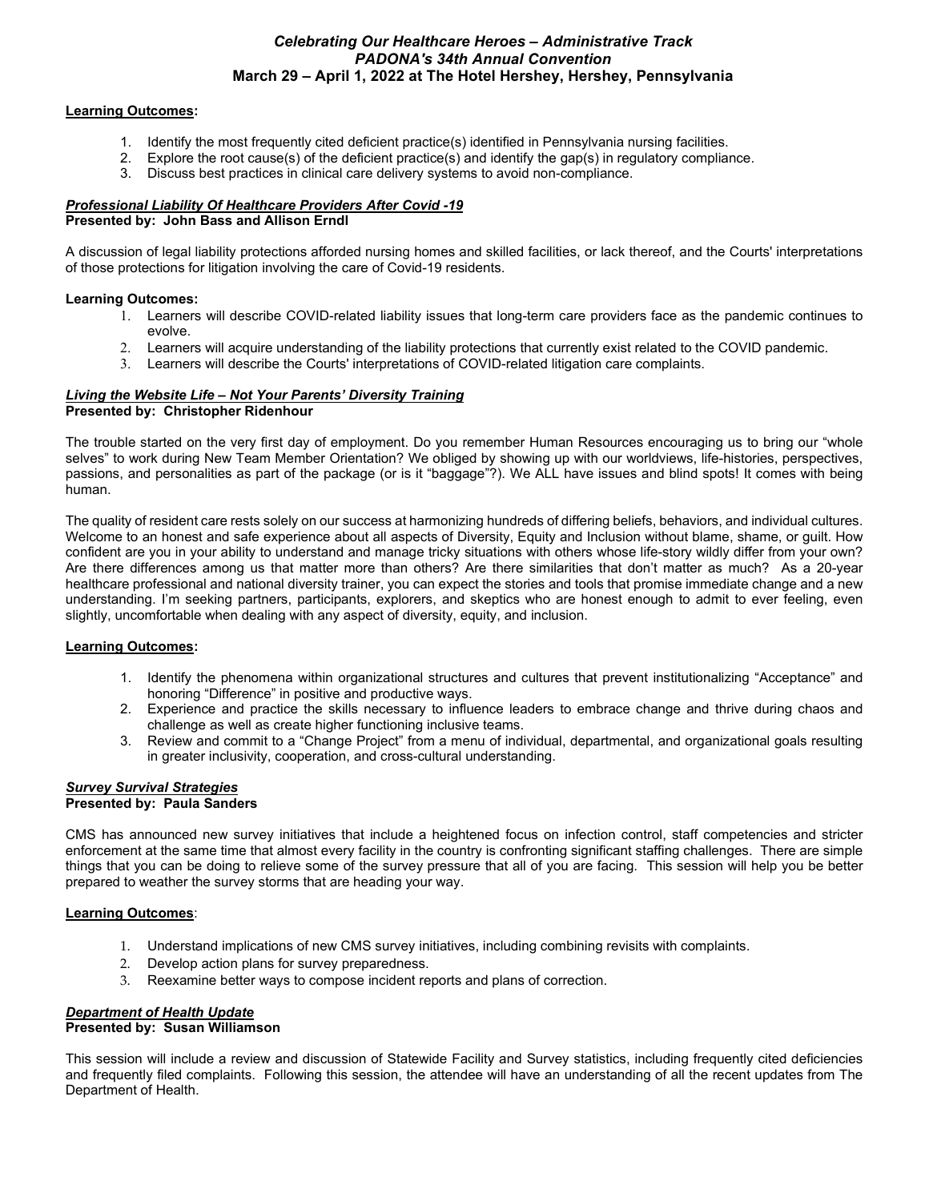*Celebrating Our Healthcare Heroes – Administrative Track*
*PADONA's 34th Annual Convention*
**March 29 – April 1, 2022 at The Hotel Hershey, Hershey, Pennsylvania**

**Learning Outcomes:**

1. Identify the most frequently cited deficient practice(s) identified in Pennsylvania nursing facilities.
2. Explore the root cause(s) of the deficient practice(s) and identify the gap(s) in regulatory compliance.
3. Discuss best practices in clinical care delivery systems to avoid non-compliance.

### ***Professional Liability Of Healthcare Providers After Covid -19***
**Presented by: John Bass and Allison Erndl**

A discussion of legal liability protections afforded nursing homes and skilled facilities, or lack thereof, and the Courts' interpretations of those protections for litigation involving the care of Covid-19 residents.

**Learning Outcomes:**

1. Learners will describe COVID-related liability issues that long-term care providers face as the pandemic continues to evolve.
2. Learners will acquire understanding of the liability protections that currently exist related to the COVID pandemic.
3. Learners will describe the Courts' interpretations of COVID-related litigation care complaints.

### ***Living the Website Life – Not Your Parents' Diversity Training***
**Presented by: Christopher Ridenhour**

The trouble started on the very first day of employment. Do you remember Human Resources encouraging us to bring our "whole selves" to work during New Team Member Orientation? We obliged by showing up with our worldviews, life-histories, perspectives, passions, and personalities as part of the package (or is it "baggage"?). We ALL have issues and blind spots! It comes with being human.

The quality of resident care rests solely on our success at harmonizing hundreds of differing beliefs, behaviors, and individual cultures. Welcome to an honest and safe experience about all aspects of Diversity, Equity and Inclusion without blame, shame, or guilt. How confident are you in your ability to understand and manage tricky situations with others whose life-story wildly differ from your own? Are there differences among us that matter more than others? Are there similarities that don't matter as much? As a 20-year healthcare professional and national diversity trainer, you can expect the stories and tools that promise immediate change and a new understanding. I'm seeking partners, participants, explorers, and skeptics who are honest enough to admit to ever feeling, even slightly, uncomfortable when dealing with any aspect of diversity, equity, and inclusion.

**Learning Outcomes:**

1. Identify the phenomena within organizational structures and cultures that prevent institutionalizing "Acceptance" and honoring "Difference" in positive and productive ways.
2. Experience and practice the skills necessary to influence leaders to embrace change and thrive during chaos and challenge as well as create higher functioning inclusive teams.
3. Review and commit to a "Change Project" from a menu of individual, departmental, and organizational goals resulting in greater inclusivity, cooperation, and cross-cultural understanding.

### ***Survey Survival Strategies***
**Presented by: Paula Sanders**

CMS has announced new survey initiatives that include a heightened focus on infection control, staff competencies and stricter enforcement at the same time that almost every facility in the country is confronting significant staffing challenges. There are simple things that you can be doing to relieve some of the survey pressure that all of you are facing. This session will help you be better prepared to weather the survey storms that are heading your way.

**Learning Outcomes**:

1. Understand implications of new CMS survey initiatives, including combining revisits with complaints.
2. Develop action plans for survey preparedness.
3. Reexamine better ways to compose incident reports and plans of correction.

### ***Department of Health Update***
**Presented by: Susan Williamson**

This session will include a review and discussion of Statewide Facility and Survey statistics, including frequently cited deficiencies and frequently filed complaints. Following this session, the attendee will have an understanding of all the recent updates from The Department of Health.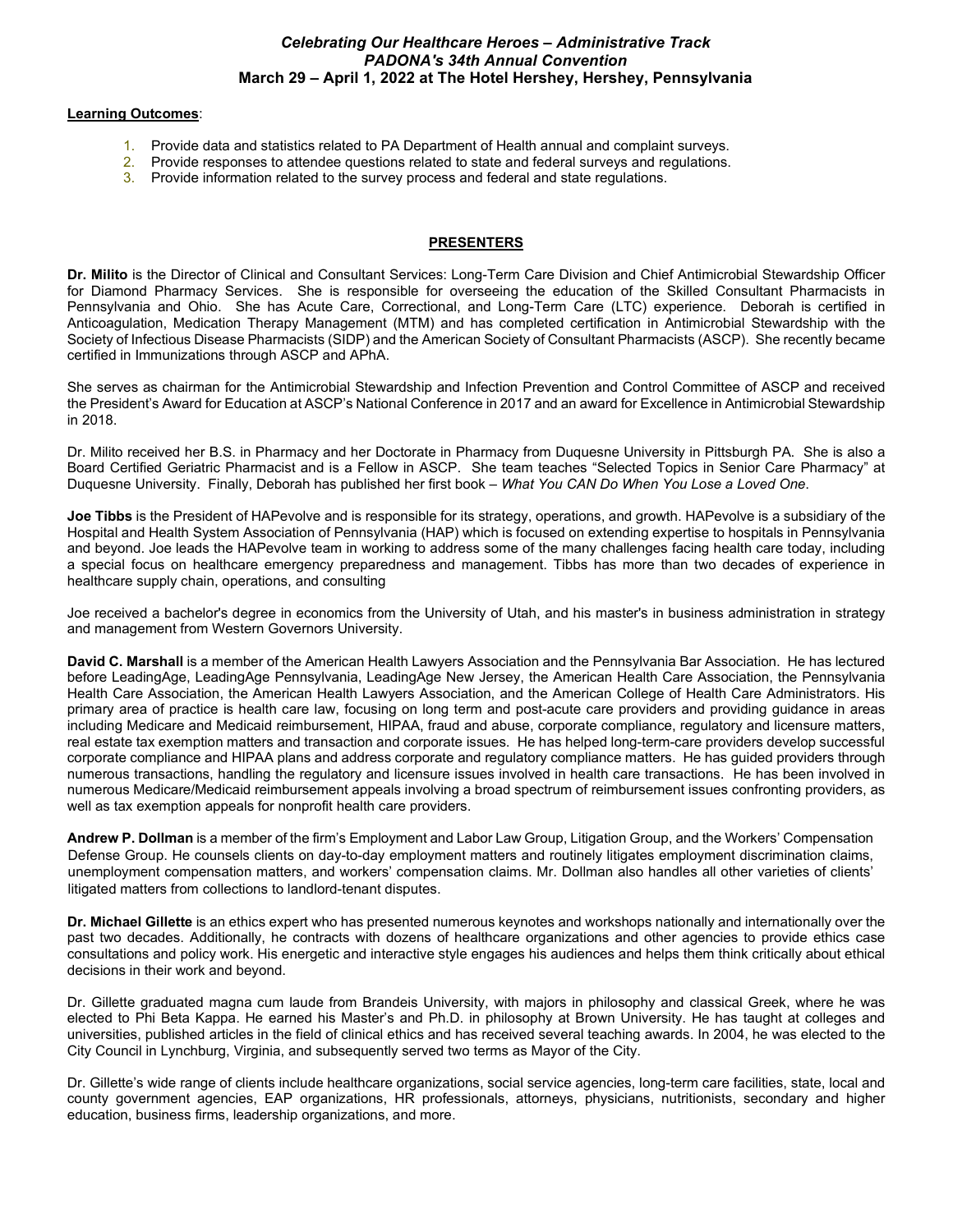***Celebrating Our Healthcare Heroes – Administrative Track***
***PADONA's 34th Annual Convention***
**March 29 – April 1, 2022 at The Hotel Hershey, Hershey, Pennsylvania**

**Learning Outcomes**:

1. Provide data and statistics related to PA Department of Health annual and complaint surveys.
2. Provide responses to attendee questions related to state and federal surveys and regulations.
3. Provide information related to the survey process and federal and state regulations.

## PRESENTERS

**Dr. Milito** is the Director of Clinical and Consultant Services: Long-Term Care Division and Chief Antimicrobial Stewardship Officer for Diamond Pharmacy Services. She is responsible for overseeing the education of the Skilled Consultant Pharmacists in Pennsylvania and Ohio. She has Acute Care, Correctional, and Long-Term Care (LTC) experience. Deborah is certified in Anticoagulation, Medication Therapy Management (MTM) and has completed certification in Antimicrobial Stewardship with the Society of Infectious Disease Pharmacists (SIDP) and the American Society of Consultant Pharmacists (ASCP). She recently became certified in Immunizations through ASCP and APhA.

She serves as chairman for the Antimicrobial Stewardship and Infection Prevention and Control Committee of ASCP and received the President's Award for Education at ASCP's National Conference in 2017 and an award for Excellence in Antimicrobial Stewardship in 2018.

Dr. Milito received her B.S. in Pharmacy and her Doctorate in Pharmacy from Duquesne University in Pittsburgh PA. She is also a Board Certified Geriatric Pharmacist and is a Fellow in ASCP. She team teaches "Selected Topics in Senior Care Pharmacy" at Duquesne University. Finally, Deborah has published her first book – *What You CAN Do When You Lose a Loved One*.

**Joe Tibbs** is the President of HAPevolve and is responsible for its strategy, operations, and growth. HAPevolve is a subsidiary of the Hospital and Health System Association of Pennsylvania (HAP) which is focused on extending expertise to hospitals in Pennsylvania and beyond. Joe leads the HAPevolve team in working to address some of the many challenges facing health care today, including a special focus on healthcare emergency preparedness and management. Tibbs has more than two decades of experience in healthcare supply chain, operations, and consulting

Joe received a bachelor's degree in economics from the University of Utah, and his master's in business administration in strategy and management from Western Governors University.

**David C. Marshall** is a member of the American Health Lawyers Association and the Pennsylvania Bar Association. He has lectured before LeadingAge, LeadingAge Pennsylvania, LeadingAge New Jersey, the American Health Care Association, the Pennsylvania Health Care Association, the American Health Lawyers Association, and the American College of Health Care Administrators. His primary area of practice is health care law, focusing on long term and post-acute care providers and providing guidance in areas including Medicare and Medicaid reimbursement, HIPAA, fraud and abuse, corporate compliance, regulatory and licensure matters, real estate tax exemption matters and transaction and corporate issues. He has helped long-term-care providers develop successful corporate compliance and HIPAA plans and address corporate and regulatory compliance matters. He has guided providers through numerous transactions, handling the regulatory and licensure issues involved in health care transactions. He has been involved in numerous Medicare/Medicaid reimbursement appeals involving a broad spectrum of reimbursement issues confronting providers, as well as tax exemption appeals for nonprofit health care providers.

**Andrew P. Dollman** is a member of the firm's Employment and Labor Law Group, Litigation Group, and the Workers' Compensation Defense Group. He counsels clients on day-to-day employment matters and routinely litigates employment discrimination claims, unemployment compensation matters, and workers' compensation claims. Mr. Dollman also handles all other varieties of clients' litigated matters from collections to landlord-tenant disputes.

**Dr. Michael Gillette** is an ethics expert who has presented numerous keynotes and workshops nationally and internationally over the past two decades. Additionally, he contracts with dozens of healthcare organizations and other agencies to provide ethics case consultations and policy work. His energetic and interactive style engages his audiences and helps them think critically about ethical decisions in their work and beyond.

Dr. Gillette graduated magna cum laude from Brandeis University, with majors in philosophy and classical Greek, where he was elected to Phi Beta Kappa. He earned his Master's and Ph.D. in philosophy at Brown University. He has taught at colleges and universities, published articles in the field of clinical ethics and has received several teaching awards. In 2004, he was elected to the City Council in Lynchburg, Virginia, and subsequently served two terms as Mayor of the City.

Dr. Gillette's wide range of clients include healthcare organizations, social service agencies, long-term care facilities, state, local and county government agencies, EAP organizations, HR professionals, attorneys, physicians, nutritionists, secondary and higher education, business firms, leadership organizations, and more.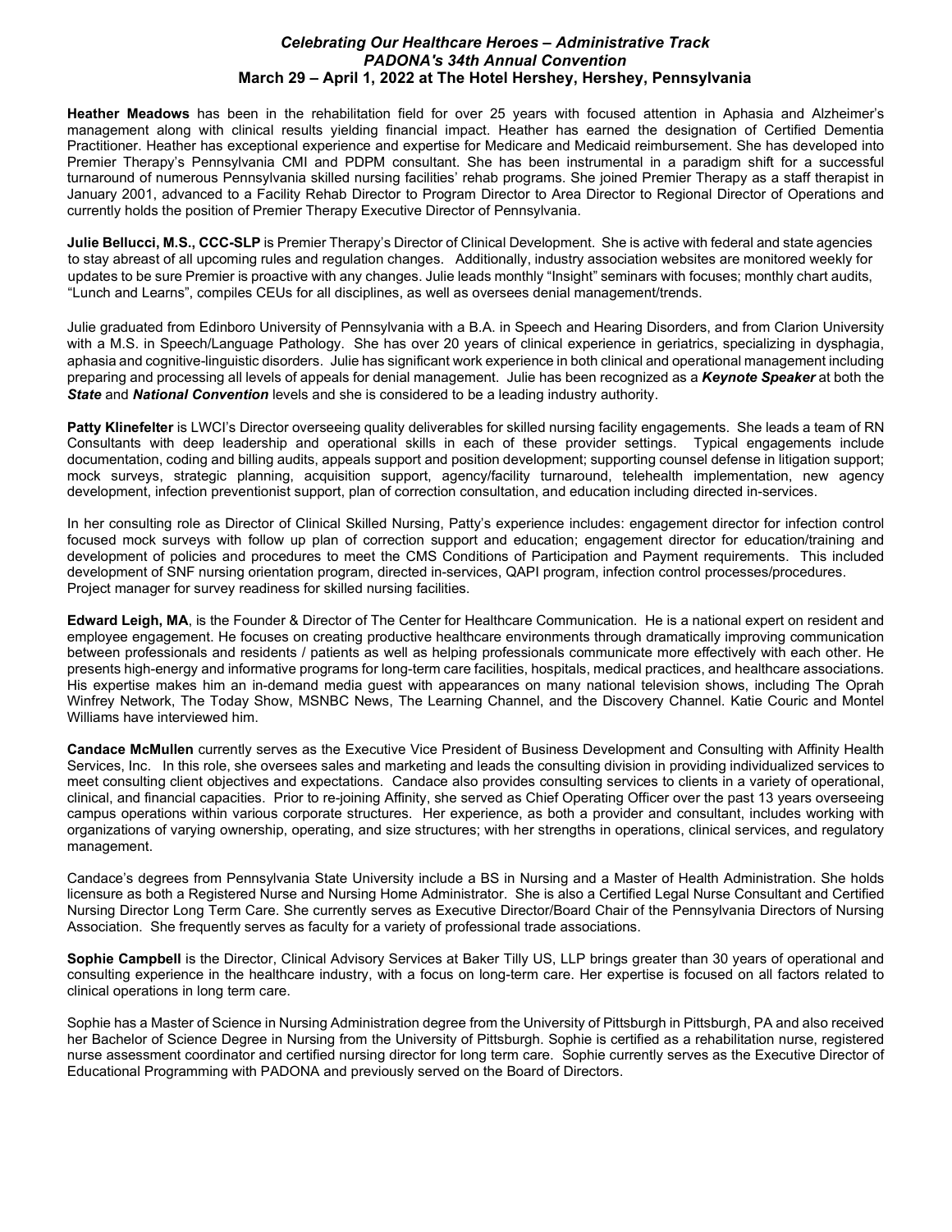***Celebrating Our Healthcare Heroes – Administrative Track***
***PADONA's 34th Annual Convention***
**March 29 – April 1, 2022 at The Hotel Hershey, Hershey, Pennsylvania**

**Heather Meadows** has been in the rehabilitation field for over 25 years with focused attention in Aphasia and Alzheimer's management along with clinical results yielding financial impact. Heather has earned the designation of Certified Dementia Practitioner. Heather has exceptional experience and expertise for Medicare and Medicaid reimbursement. She has developed into Premier Therapy's Pennsylvania CMI and PDPM consultant. She has been instrumental in a paradigm shift for a successful turnaround of numerous Pennsylvania skilled nursing facilities' rehab programs. She joined Premier Therapy as a staff therapist in January 2001, advanced to a Facility Rehab Director to Program Director to Area Director to Regional Director of Operations and currently holds the position of Premier Therapy Executive Director of Pennsylvania.

**Julie Bellucci, M.S., CCC-SLP** is Premier Therapy's Director of Clinical Development. She is active with federal and state agencies to stay abreast of all upcoming rules and regulation changes. Additionally, industry association websites are monitored weekly for updates to be sure Premier is proactive with any changes. Julie leads monthly "Insight" seminars with focuses; monthly chart audits, "Lunch and Learns", compiles CEUs for all disciplines, as well as oversees denial management/trends.

Julie graduated from Edinboro University of Pennsylvania with a B.A. in Speech and Hearing Disorders, and from Clarion University with a M.S. in Speech/Language Pathology. She has over 20 years of clinical experience in geriatrics, specializing in dysphagia, aphasia and cognitive-linguistic disorders. Julie has significant work experience in both clinical and operational management including preparing and processing all levels of appeals for denial management. Julie has been recognized as a ***Keynote Speaker*** at both the ***State*** and ***National Convention*** levels and she is considered to be a leading industry authority.

**Patty Klinefelter** is LWCI's Director overseeing quality deliverables for skilled nursing facility engagements. She leads a team of RN Consultants with deep leadership and operational skills in each of these provider settings. Typical engagements include documentation, coding and billing audits, appeals support and position development; supporting counsel defense in litigation support; mock surveys, strategic planning, acquisition support, agency/facility turnaround, telehealth implementation, new agency development, infection preventionist support, plan of correction consultation, and education including directed in-services.

In her consulting role as Director of Clinical Skilled Nursing, Patty's experience includes: engagement director for infection control focused mock surveys with follow up plan of correction support and education; engagement director for education/training and development of policies and procedures to meet the CMS Conditions of Participation and Payment requirements. This included development of SNF nursing orientation program, directed in-services, QAPI program, infection control processes/procedures. Project manager for survey readiness for skilled nursing facilities.

**Edward Leigh, MA**, is the Founder & Director of The Center for Healthcare Communication. He is a national expert on resident and employee engagement. He focuses on creating productive healthcare environments through dramatically improving communication between professionals and residents / patients as well as helping professionals communicate more effectively with each other. He presents high-energy and informative programs for long-term care facilities, hospitals, medical practices, and healthcare associations. His expertise makes him an in-demand media guest with appearances on many national television shows, including The Oprah Winfrey Network, The Today Show, MSNBC News, The Learning Channel, and the Discovery Channel. Katie Couric and Montel Williams have interviewed him.

**Candace McMullen** currently serves as the Executive Vice President of Business Development and Consulting with Affinity Health Services, Inc. In this role, she oversees sales and marketing and leads the consulting division in providing individualized services to meet consulting client objectives and expectations. Candace also provides consulting services to clients in a variety of operational, clinical, and financial capacities. Prior to re-joining Affinity, she served as Chief Operating Officer over the past 13 years overseeing campus operations within various corporate structures. Her experience, as both a provider and consultant, includes working with organizations of varying ownership, operating, and size structures; with her strengths in operations, clinical services, and regulatory management.

Candace's degrees from Pennsylvania State University include a BS in Nursing and a Master of Health Administration. She holds licensure as both a Registered Nurse and Nursing Home Administrator. She is also a Certified Legal Nurse Consultant and Certified Nursing Director Long Term Care. She currently serves as Executive Director/Board Chair of the Pennsylvania Directors of Nursing Association. She frequently serves as faculty for a variety of professional trade associations.

**Sophie Campbell** is the Director, Clinical Advisory Services at Baker Tilly US, LLP brings greater than 30 years of operational and consulting experience in the healthcare industry, with a focus on long-term care. Her expertise is focused on all factors related to clinical operations in long term care.

Sophie has a Master of Science in Nursing Administration degree from the University of Pittsburgh in Pittsburgh, PA and also received her Bachelor of Science Degree in Nursing from the University of Pittsburgh. Sophie is certified as a rehabilitation nurse, registered nurse assessment coordinator and certified nursing director for long term care. Sophie currently serves as the Executive Director of Educational Programming with PADONA and previously served on the Board of Directors.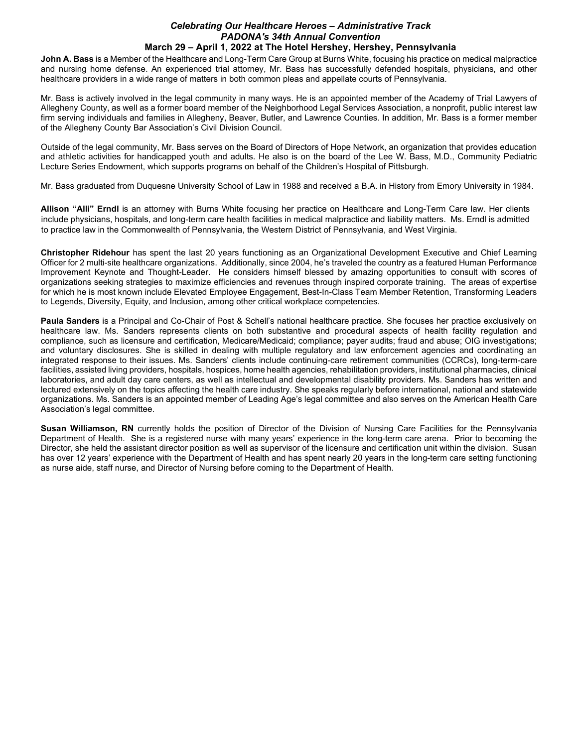*Celebrating Our Healthcare Heroes – Administrative Track*
*PADONA's 34th Annual Convention*
**March 29 – April 1, 2022 at The Hotel Hershey, Hershey, Pennsylvania**

**John A. Bass** is a Member of the Healthcare and Long-Term Care Group at Burns White, focusing his practice on medical malpractice and nursing home defense. An experienced trial attorney, Mr. Bass has successfully defended hospitals, physicians, and other healthcare providers in a wide range of matters in both common pleas and appellate courts of Pennsylvania.

Mr. Bass is actively involved in the legal community in many ways. He is an appointed member of the Academy of Trial Lawyers of Allegheny County, as well as a former board member of the Neighborhood Legal Services Association, a nonprofit, public interest law firm serving individuals and families in Allegheny, Beaver, Butler, and Lawrence Counties. In addition, Mr. Bass is a former member of the Allegheny County Bar Association's Civil Division Council.

Outside of the legal community, Mr. Bass serves on the Board of Directors of Hope Network, an organization that provides education and athletic activities for handicapped youth and adults. He also is on the board of the Lee W. Bass, M.D., Community Pediatric Lecture Series Endowment, which supports programs on behalf of the Children's Hospital of Pittsburgh.

Mr. Bass graduated from Duquesne University School of Law in 1988 and received a B.A. in History from Emory University in 1984.

**Allison "Alli" Erndl** is an attorney with Burns White focusing her practice on Healthcare and Long-Term Care law. Her clients include physicians, hospitals, and long-term care health facilities in medical malpractice and liability matters. Ms. Erndl is admitted to practice law in the Commonwealth of Pennsylvania, the Western District of Pennsylvania, and West Virginia.

**Christopher Ridehour** has spent the last 20 years functioning as an Organizational Development Executive and Chief Learning Officer for 2 multi-site healthcare organizations. Additionally, since 2004, he's traveled the country as a featured Human Performance Improvement Keynote and Thought-Leader. He considers himself blessed by amazing opportunities to consult with scores of organizations seeking strategies to maximize efficiencies and revenues through inspired corporate training. The areas of expertise for which he is most known include Elevated Employee Engagement, Best-In-Class Team Member Retention, Transforming Leaders to Legends, Diversity, Equity, and Inclusion, among other critical workplace competencies.

**Paula Sanders** is a Principal and Co-Chair of Post & Schell's national healthcare practice. She focuses her practice exclusively on healthcare law. Ms. Sanders represents clients on both substantive and procedural aspects of health facility regulation and compliance, such as licensure and certification, Medicare/Medicaid; compliance; payer audits; fraud and abuse; OIG investigations; and voluntary disclosures. She is skilled in dealing with multiple regulatory and law enforcement agencies and coordinating an integrated response to their issues. Ms. Sanders' clients include continuing-care retirement communities (CCRCs), long-term-care facilities, assisted living providers, hospitals, hospices, home health agencies, rehabilitation providers, institutional pharmacies, clinical laboratories, and adult day care centers, as well as intellectual and developmental disability providers. Ms. Sanders has written and lectured extensively on the topics affecting the health care industry. She speaks regularly before international, national and statewide organizations. Ms. Sanders is an appointed member of Leading Age's legal committee and also serves on the American Health Care Association's legal committee.

**Susan Williamson, RN** currently holds the position of Director of the Division of Nursing Care Facilities for the Pennsylvania Department of Health. She is a registered nurse with many years' experience in the long-term care arena. Prior to becoming the Director, she held the assistant director position as well as supervisor of the licensure and certification unit within the division. Susan has over 12 years' experience with the Department of Health and has spent nearly 20 years in the long-term care setting functioning as nurse aide, staff nurse, and Director of Nursing before coming to the Department of Health.